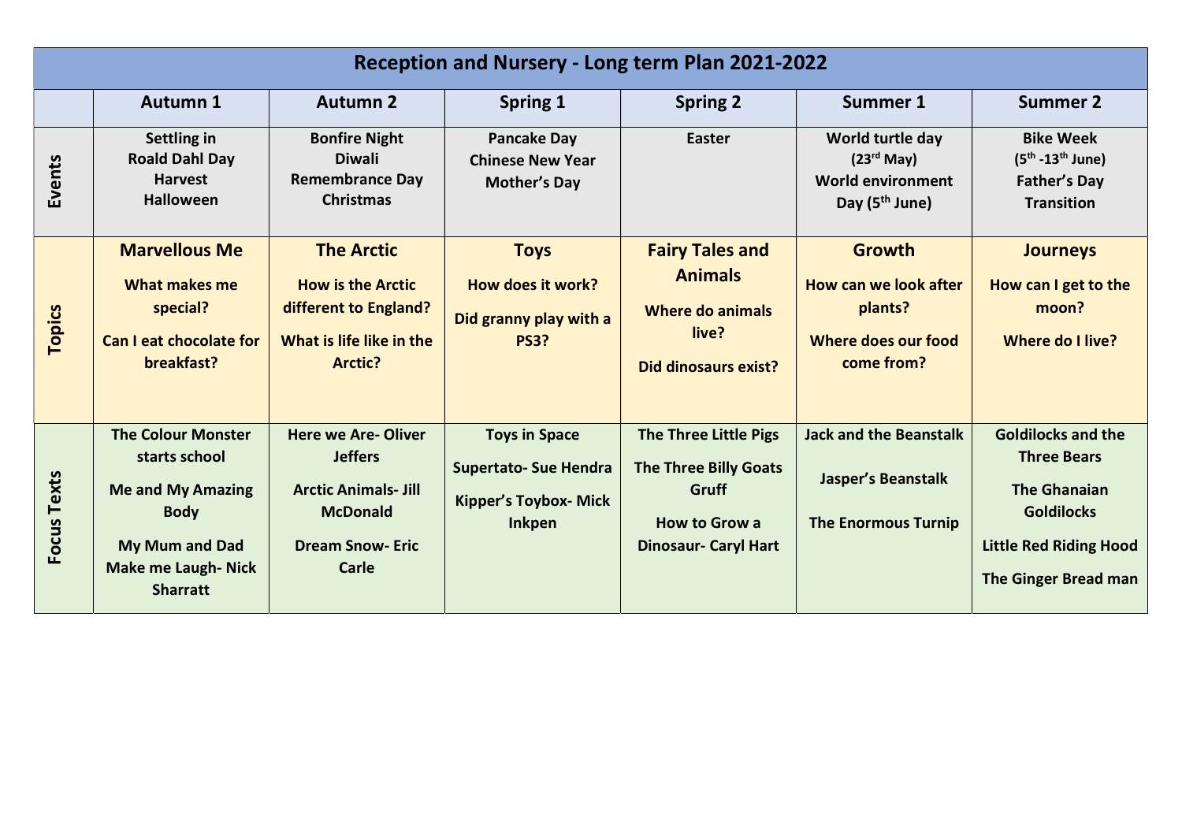# Reception and Nursery - Long term Plan 2021-2022

| | Autumn 1 | Autumn 2 | Spring 1 | Spring 2 | Summer 1 | Summer 2 |
|---|---|---|---|---|---|---|
| **Events** | Settling in<br>Roald Dahl Day<br>Harvest<br>Halloween | Bonfire Night<br>Diwali<br>Remembrance Day<br>Christmas | Pancake Day<br>Chinese New Year<br>Mother's Day | Easter | World turtle day (23rd May)<br>World environment Day (5th June) | Bike Week (5th -13th June)<br>Father's Day<br>Transition |
| **Topics** | **Marvellous Me**<br>What makes me special?<br>Can I eat chocolate for breakfast? | **The Arctic**<br>How is the Arctic different to England?<br>What is life like in the Arctic? | **Toys**<br>How does it work?<br>Did granny play with a PS3? | **Fairy Tales and Animals**<br>Where do animals live?<br>Did dinosaurs exist? | **Growth**<br>How can we look after plants?<br>Where does our food come from? | **Journeys**<br>How can I get to the moon?<br>Where do I live? |
| **Focus Texts** | The Colour Monster starts school<br>Me and My Amazing Body<br>My Mum and Dad Make me Laugh- Nick Sharratt | Here we Are- Oliver Jeffers<br>Arctic Animals- Jill McDonald<br>Dream Snow- Eric Carle | Toys in Space<br>Supertato- Sue Hendra<br>Kipper's Toybox- Mick Inkpen | The Three Little Pigs<br>The Three Billy Goats Gruff<br>How to Grow a Dinosaur- Caryl Hart | Jack and the Beanstalk<br>Jasper's Beanstalk<br>The Enormous Turnip | Goldilocks and the Three Bears<br>The Ghanaian Goldilocks<br>Little Red Riding Hood<br>The Ginger Bread man |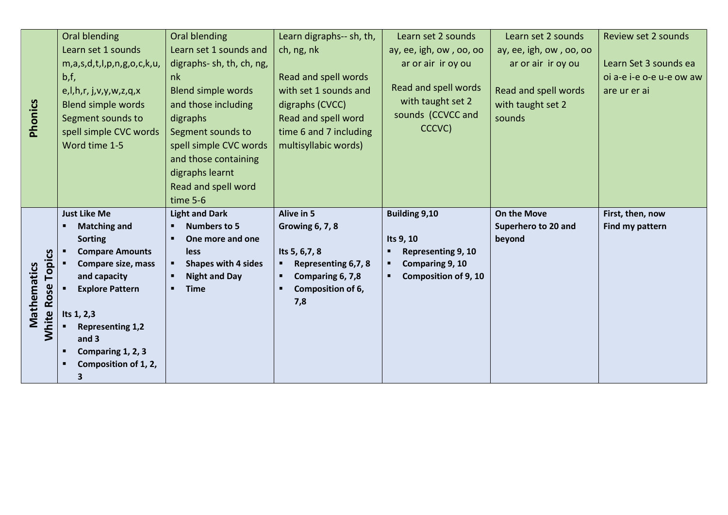| | | | | | | |
|---|---|---|---|---|---|---|
| **Phonics** | Oral blending<br>Learn set 1 sounds m,a,s,d,t,l,p,n,g,o,c,k,u, b,f,<br>e,l,h,r, j,v,y,w,z,q,x<br>Blend simple words<br>Segment sounds to spell simple CVC words<br>Word time 1-5 | Oral blending<br>Learn set 1 sounds and digraphs- sh, th, ch, ng, nk<br>Blend simple words and those including digraphs<br>Segment sounds to spell simple CVC words and those containing digraphs learnt<br>Read and spell word time 5-6 | Learn digraphs-- sh, th, ch, ng, nk<br><br>Read and spell words with set 1 sounds and digraphs (CVCC)<br>Read and spell word time 6 and 7 including multisyllabic words) | Learn set 2 sounds ay, ee, igh, ow , oo, oo ar or air ir oy ou<br><br>Read and spell words with taught set 2 sounds (CCVCC and CCCVC) | Learn set 2 sounds ay, ee, igh, ow , oo, oo ar or air ir oy ou<br><br>Read and spell words with taught set 2 sounds | Review set 2 sounds<br><br>Learn Set 3 sounds ea oi a-e i-e o-e u-e ow aw are ur er ai |
| **Mathematics White Rose Topics** | **Just Like Me**<br>▪ **Matching and Sorting**<br>▪ **Compare Amounts**<br>▪ **Compare size, mass and capacity**<br>▪ **Explore Pattern**<br><br>**Its 1, 2,3**<br>▪ **Representing 1,2 and 3**<br>▪ **Comparing 1, 2, 3**<br>▪ **Composition of 1, 2, 3** | **Light and Dark**<br>▪ **Numbers to 5**<br>▪ **One more and one less**<br>▪ **Shapes with 4 sides**<br>▪ **Night and Day**<br>▪ **Time** | **Alive in 5**<br>**Growing 6, 7, 8**<br><br>**Its 5, 6,7, 8**<br>▪ **Representing 6,7, 8**<br>▪ **Comparing 6, 7,8**<br>▪ **Composition of 6, 7,8** | **Building 9,10**<br><br>**Its 9, 10**<br>▪ **Representing 9, 10**<br>▪ **Comparing 9, 10**<br>▪ **Composition of 9, 10** | **On the Move**<br>**Superhero to 20 and beyond** | **First, then, now**<br>**Find my pattern** |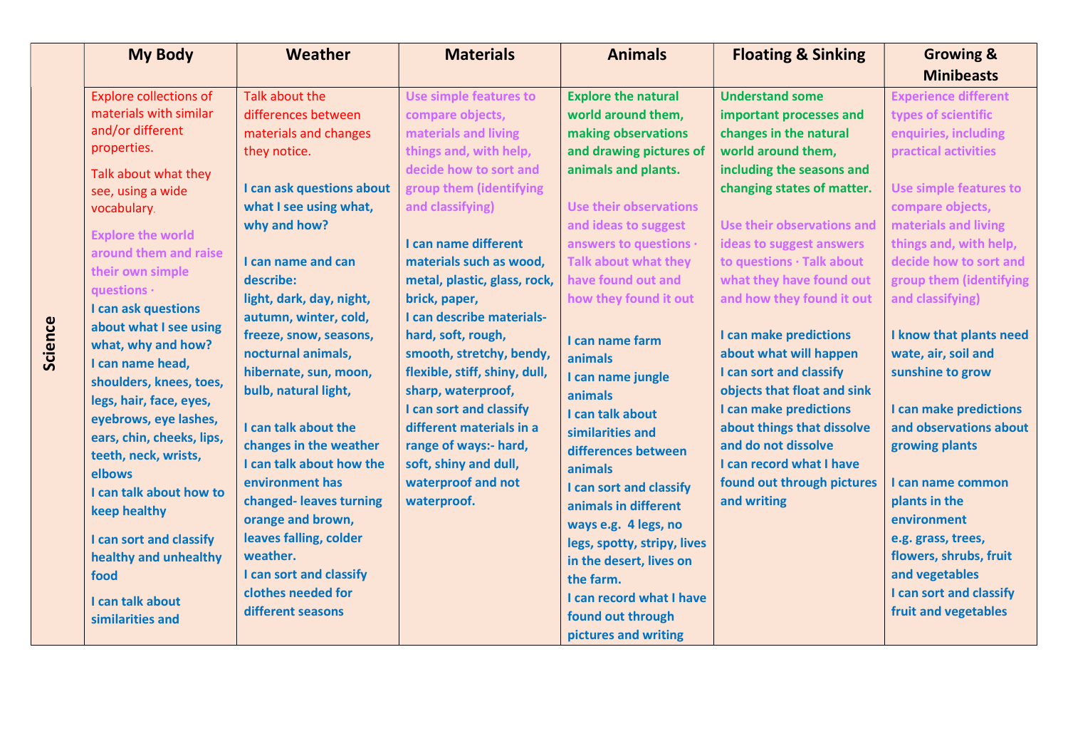| Science | My Body | Weather | Materials | Animals | Floating & Sinking | Growing & Minibeasts |
|---|---|---|---|---|---|---|
| | Explore collections of materials with similar and/or different properties.<br><br>Talk about what they see, using a wide vocabulary.<br><br>**Explore the world around them and raise their own simple questions ·**<br>**I can ask questions about what I see using what, why and how?**<br>**I can name head, shoulders, knees, toes, legs, hair, face, eyes, eyebrows, eye lashes, ears, chin, cheeks, lips, teeth, neck, wrists, elbows**<br>**I can talk about how to keep healthy**<br><br>**I can sort and classify healthy and unhealthy food**<br><br>**I can talk about similarities and** | Talk about the differences between materials and changes they notice.<br><br>**I can ask questions about what I see using what, why and how?**<br><br>**I can name and can describe:**<br>**light, dark, day, night, autumn, winter, cold, freeze, snow, seasons, nocturnal animals, hibernate, sun, moon, bulb, natural light,**<br><br>**I can talk about the changes in the weather**<br>**I can talk about how the environment has changed- leaves turning orange and brown, leaves falling, colder weather.**<br>**I can sort and classify clothes needed for different seasons** | **Use simple features to compare objects, materials and living things and, with help, decide how to sort and group them (identifying and classifying)**<br><br>**I can name different materials such as wood, metal, plastic, glass, rock, brick, paper,**<br>**I can describe materials- hard, soft, rough, smooth, stretchy, bendy, flexible, stiff, shiny, dull, sharp, waterproof,**<br>**I can sort and classify different materials in a range of ways:- hard, soft, shiny and dull, waterproof and not waterproof.** | **Explore the natural world around them, making observations and drawing pictures of animals and plants.**<br><br>**Use their observations and ideas to suggest answers to questions · Talk about what they have found out and how they found it out**<br><br>**I can name farm animals**<br>**I can name jungle animals**<br>**I can talk about similarities and differences between animals**<br>**I can sort and classify animals in different ways e.g. 4 legs, no legs, spotty, stripy, lives in the desert, lives on the farm.**<br>**I can record what I have found out through pictures and writing** | **Understand some important processes and changes in the natural world around them, including the seasons and changing states of matter.**<br><br>**Use their observations and ideas to suggest answers to questions · Talk about what they have found out and how they found it out**<br><br>**I can make predictions about what will happen**<br>**I can sort and classify objects that float and sink**<br>**I can make predictions about things that dissolve and do not dissolve**<br>**I can record what I have found out through pictures and writing** | **Experience different types of scientific enquiries, including practical activities**<br><br>**Use simple features to compare objects, materials and living things and, with help, decide how to sort and group them (identifying and classifying)**<br><br>**I know that plants need wate, air, soil and sunshine to grow**<br><br>**I can make predictions and observations about growing plants**<br><br>**I can name common plants in the environment**<br>**e.g. grass, trees, flowers, shrubs, fruit and vegetables**<br>**I can sort and classify fruit and vegetables** |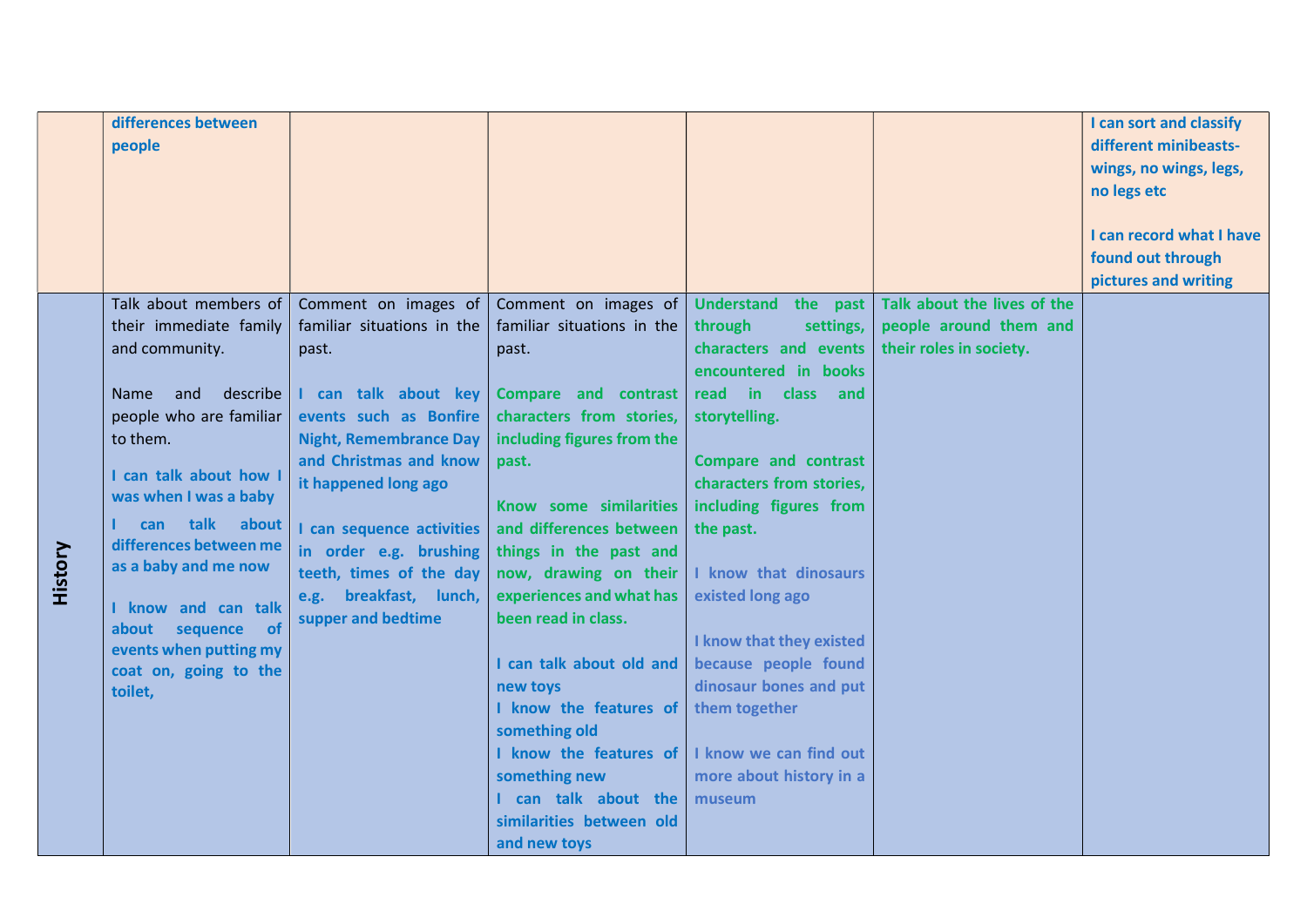| | | | | | | |
|---|---|---|---|---|---|---|
| | **differences between people** | | | | | **I can sort and classify different minibeasts- wings, no wings, legs, no legs etc**<br><br>**I can record what I have found out through pictures and writing** |
| **History** | Talk about members of their immediate family and community.<br><br>Name and describe people who are familiar to them.<br><br>**I can talk about how I was when I was a baby**<br><br>**I can talk about differences between me as a baby and me now**<br><br>**I know and can talk about sequence of events when putting my coat on, going to the toilet,** | Comment on images of familiar situations in the past.<br><br>**I can talk about key events such as Bonfire Night, Remembrance Day and Christmas and know it happened long ago**<br><br>**I can sequence activities in order e.g. brushing teeth, times of the day e.g. breakfast, lunch, supper and bedtime** | Comment on images of familiar situations in the past.<br><br>**Compare and contrast characters from stories, including figures from the past.**<br><br>**Know some similarities and differences between things in the past and now, drawing on their experiences and what has been read in class.**<br><br>**I can talk about old and new toys**<br>**I know the features of something old**<br>**I know the features of something new**<br>**I can talk about the similarities between old and new toys** | **Understand the past through settings, characters and events encountered in books read in class and storytelling.**<br><br>**Compare and contrast characters from stories, including figures from the past.**<br><br>**I know that dinosaurs existed long ago**<br><br>**I know that they existed because people found dinosaur bones and put them together**<br><br>**I know we can find out more about history in a museum** | **Talk about the lives of the people around them and their roles in society.** | |